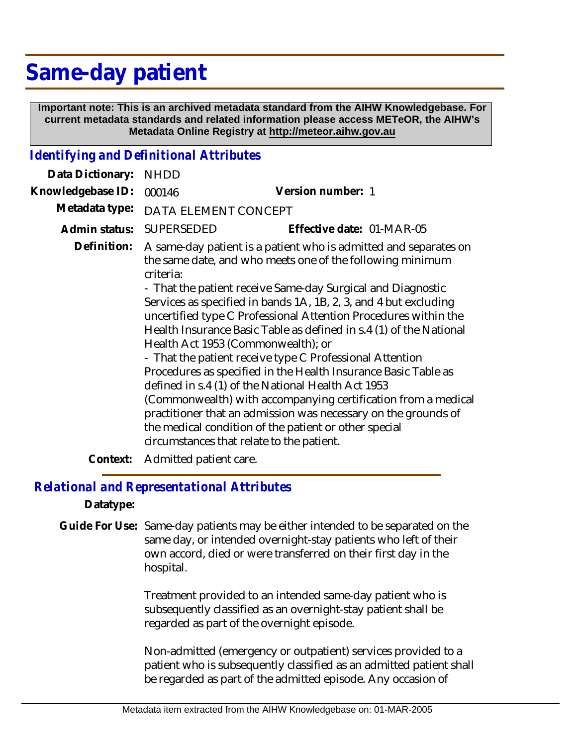# Same-day patient

**Important note: This is an archived metadata standard from the AIHW Knowledgebase. For current metadata standards and related information please access METeOR, the AIHW's Metadata Online Registry at http://meteor.aihw.gov.au**

## *Identifying and Definitional Attributes*

**Data Dictionary:** NHDD

**Knowledgebase ID:** 000146 **Version number:** 1

**Metadata type:** DATA ELEMENT CONCEPT

**Admin status:** SUPERSEDED **Effective date:** 01-MAR-05

**Definition:** A same-day patient is a patient who is admitted and separates on the same date, and who meets one of the following minimum criteria:

- That the patient receive Same-day Surgical and Diagnostic Services as specified in bands 1A, 1B, 2, 3, and 4 but excluding uncertified type C Professional Attention Procedures within the Health Insurance Basic Table as defined in s.4 (1) of the National Health Act 1953 (Commonwealth); or
- That the patient receive type C Professional Attention Procedures as specified in the Health Insurance Basic Table as defined in s.4 (1) of the National Health Act 1953 (Commonwealth) with accompanying certification from a medical practitioner that an admission was necessary on the grounds of the medical condition of the patient or other special circumstances that relate to the patient.

**Context:** Admitted patient care.

## *Relational and Representational Attributes*

**Datatype:**

**Guide For Use:** Same-day patients may be either intended to be separated on the same day, or intended overnight-stay patients who left of their own accord, died or were transferred on their first day in the hospital.

Treatment provided to an intended same-day patient who is subsequently classified as an overnight-stay patient shall be regarded as part of the overnight episode.

Non-admitted (emergency or outpatient) services provided to a patient who is subsequently classified as an admitted patient shall be regarded as part of the admitted episode. Any occasion of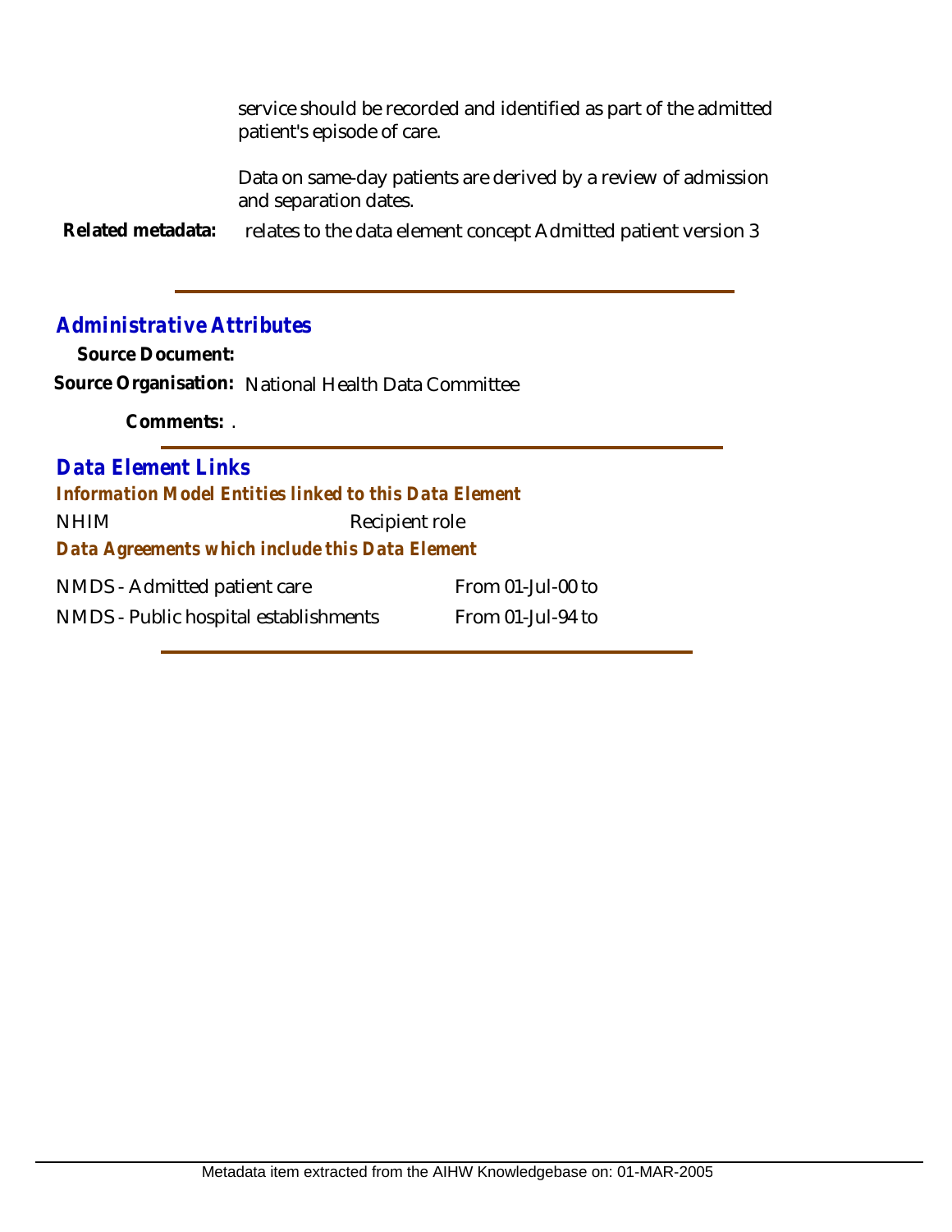service should be recorded and identified as part of the admitted patient's episode of care.

Data on same-day patients are derived by a review of admission and separation dates.

**Related metadata:** relates to the data element concept Admitted patient version 3

## Administrative Attributes

**Source Document:**

**Source Organisation:** National Health Data Committee

**Comments:** .

## Data Element Links

### Information Model Entities linked to this Data Element

| | |
|---|---|
| NHIM | Recipient role |

### Data Agreements which include this Data Element

| | |
|---|---|
| NMDS - Admitted patient care | From 01-Jul-00 to |
| NMDS - Public hospital establishments | From 01-Jul-94 to |

Metadata item extracted from the AIHW Knowledgebase on: 01-MAR-2005